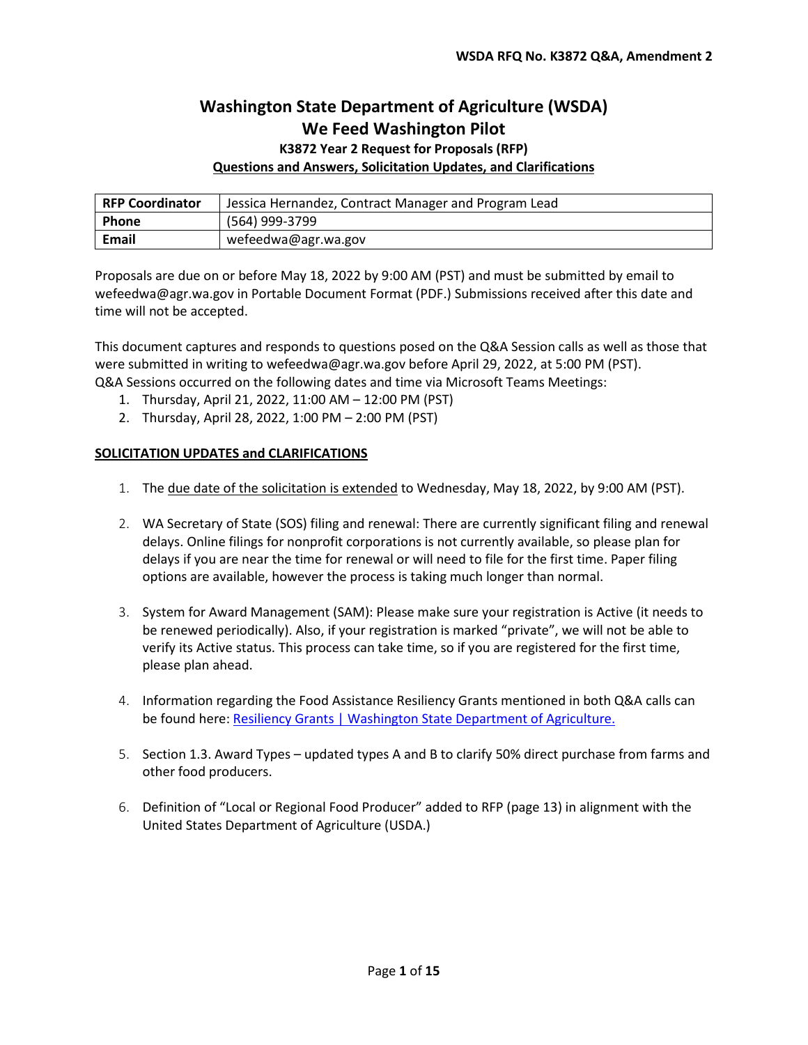# Washington State Department of Agriculture (WSDA)
# We Feed Washington Pilot

### K3872 Year 2 Request for Proposals (RFP)

### Questions and Answers, Solicitation Updates, and Clarifications

| RFP Coordinator | Jessica Hernandez, Contract Manager and Program Lead |
|---|---|
| Phone | (564) 999-3799 |
| Email | wefeedwa@agr.wa.gov |

Proposals are due on or before May 18, 2022 by 9:00 AM (PST) and must be submitted by email to wefeedwa@agr.wa.gov in Portable Document Format (PDF.) Submissions received after this date and time will not be accepted.

This document captures and responds to questions posed on the Q&A Session calls as well as those that were submitted in writing to wefeedwa@agr.wa.gov before April 29, 2022, at 5:00 PM (PST).
Q&A Sessions occurred on the following dates and time via Microsoft Teams Meetings:

1. Thursday, April 21, 2022, 11:00 AM – 12:00 PM (PST)
2. Thursday, April 28, 2022, 1:00 PM – 2:00 PM (PST)

## SOLICITATION UPDATES and CLARIFICATIONS

1. The due date of the solicitation is extended to Wednesday, May 18, 2022, by 9:00 AM (PST).

2. WA Secretary of State (SOS) filing and renewal: There are currently significant filing and renewal delays. Online filings for nonprofit corporations is not currently available, so please plan for delays if you are near the time for renewal or will need to file for the first time. Paper filing options are available, however the process is taking much longer than normal.

3. System for Award Management (SAM): Please make sure your registration is Active (it needs to be renewed periodically). Also, if your registration is marked "private", we will not be able to verify its Active status. This process can take time, so if you are registered for the first time, please plan ahead.

4. Information regarding the Food Assistance Resiliency Grants mentioned in both Q&A calls can be found here: Resiliency Grants | Washington State Department of Agriculture.

5. Section 1.3. Award Types – updated types A and B to clarify 50% direct purchase from farms and other food producers.

6. Definition of "Local or Regional Food Producer" added to RFP (page 13) in alignment with the United States Department of Agriculture (USDA.)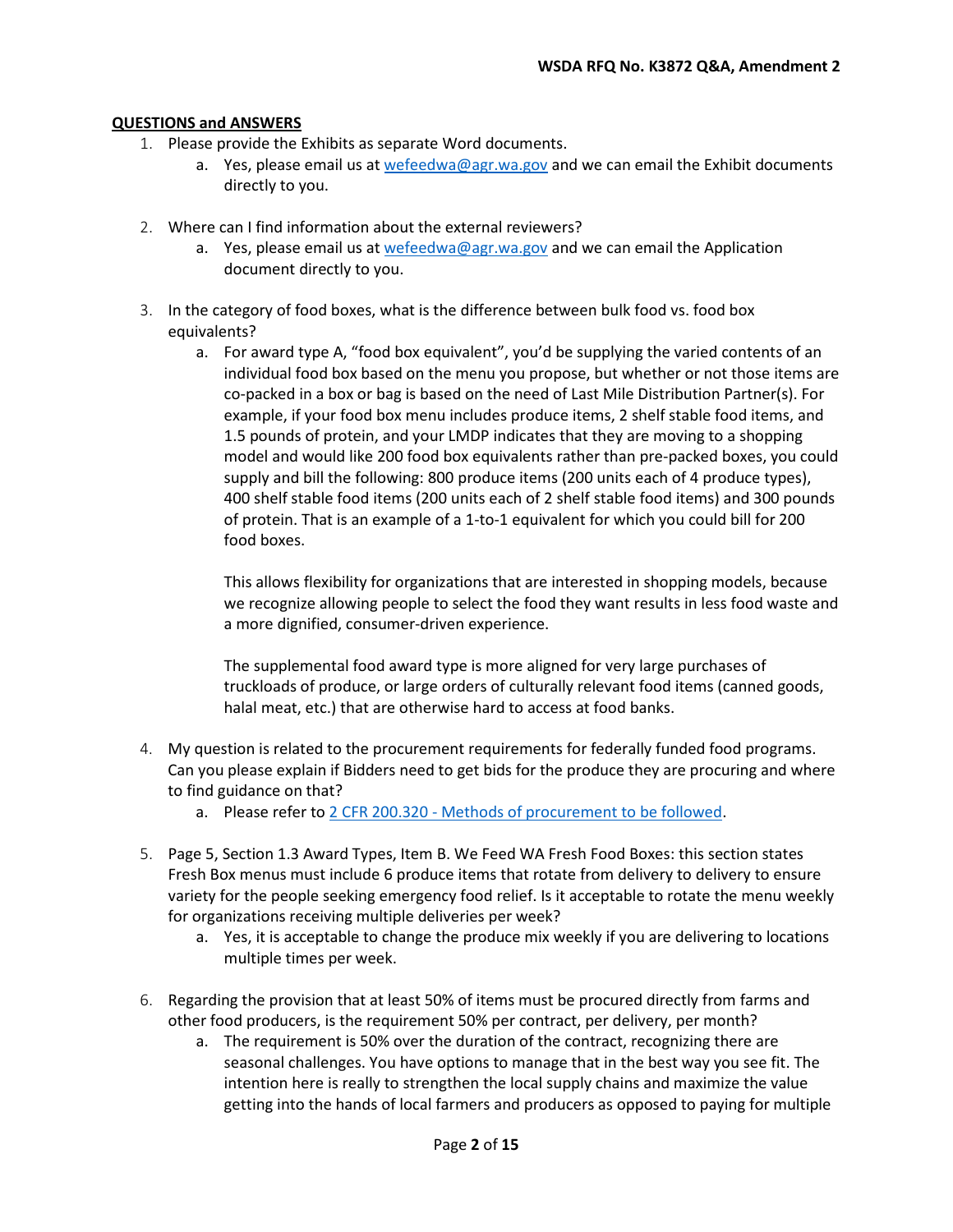**QUESTIONS and ANSWERS**

1. Please provide the Exhibits as separate Word documents.
    a. Yes, please email us at [wefeedwa@agr.wa.gov](mailto:wefeedwa@agr.wa.gov) and we can email the Exhibit documents directly to you.

2. Where can I find information about the external reviewers?
    a. Yes, please email us at [wefeedwa@agr.wa.gov](mailto:wefeedwa@agr.wa.gov) and we can email the Application document directly to you.

3. In the category of food boxes, what is the difference between bulk food vs. food box equivalents?
    a. For award type A, "food box equivalent", you'd be supplying the varied contents of an individual food box based on the menu you propose, but whether or not those items are co-packed in a box or bag is based on the need of Last Mile Distribution Partner(s). For example, if your food box menu includes produce items, 2 shelf stable food items, and 1.5 pounds of protein, and your LMDP indicates that they are moving to a shopping model and would like 200 food box equivalents rather than pre-packed boxes, you could supply and bill the following: 800 produce items (200 units each of 4 produce types), 400 shelf stable food items (200 units each of 2 shelf stable food items) and 300 pounds of protein. That is an example of a 1-to-1 equivalent for which you could bill for 200 food boxes.

       This allows flexibility for organizations that are interested in shopping models, because we recognize allowing people to select the food they want results in less food waste and a more dignified, consumer-driven experience.

       The supplemental food award type is more aligned for very large purchases of truckloads of produce, or large orders of culturally relevant food items (canned goods, halal meat, etc.) that are otherwise hard to access at food banks.

4. My question is related to the procurement requirements for federally funded food programs. Can you please explain if Bidders need to get bids for the produce they are procuring and where to find guidance on that?
    a. Please refer to [2 CFR 200.320 - Methods of procurement to be followed](#).

5. Page 5, Section 1.3 Award Types, Item B. We Feed WA Fresh Food Boxes: this section states Fresh Box menus must include 6 produce items that rotate from delivery to delivery to ensure variety for the people seeking emergency food relief. Is it acceptable to rotate the menu weekly for organizations receiving multiple deliveries per week?
    a. Yes, it is acceptable to change the produce mix weekly if you are delivering to locations multiple times per week.

6. Regarding the provision that at least 50% of items must be procured directly from farms and other food producers, is the requirement 50% per contract, per delivery, per month?
    a. The requirement is 50% over the duration of the contract, recognizing there are seasonal challenges. You have options to manage that in the best way you see fit. The intention here is really to strengthen the local supply chains and maximize the value getting into the hands of local farmers and producers as opposed to paying for multiple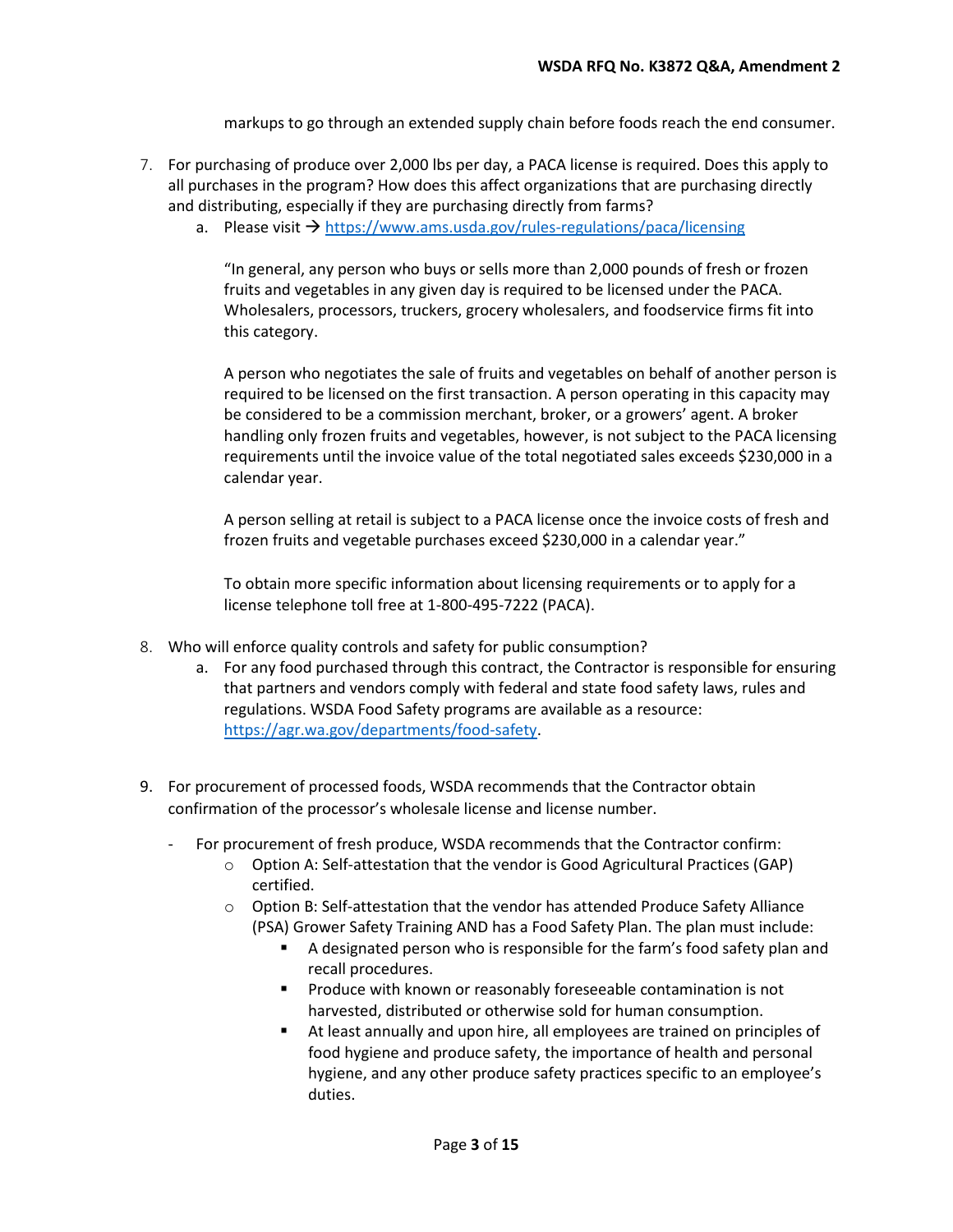markups to go through an extended supply chain before foods reach the end consumer.

7. For purchasing of produce over 2,000 lbs per day, a PACA license is required. Does this apply to all purchases in the program? How does this affect organizations that are purchasing directly and distributing, especially if they are purchasing directly from farms?
    a. Please visit → [https://www.ams.usda.gov/rules-regulations/paca/licensing](https://www.ams.usda.gov/rules-regulations/paca/licensing)

       "In general, any person who buys or sells more than 2,000 pounds of fresh or frozen fruits and vegetables in any given day is required to be licensed under the PACA. Wholesalers, processors, truckers, grocery wholesalers, and foodservice firms fit into this category.

       A person who negotiates the sale of fruits and vegetables on behalf of another person is required to be licensed on the first transaction. A person operating in this capacity may be considered to be a commission merchant, broker, or a growers' agent. A broker handling only frozen fruits and vegetables, however, is not subject to the PACA licensing requirements until the invoice value of the total negotiated sales exceeds $230,000 in a calendar year.

       A person selling at retail is subject to a PACA license once the invoice costs of fresh and frozen fruits and vegetable purchases exceed $230,000 in a calendar year."

       To obtain more specific information about licensing requirements or to apply for a license telephone toll free at 1-800-495-7222 (PACA).

8. Who will enforce quality controls and safety for public consumption?
    a. For any food purchased through this contract, the Contractor is responsible for ensuring that partners and vendors comply with federal and state food safety laws, rules and regulations. WSDA Food Safety programs are available as a resource: [https://agr.wa.gov/departments/food-safety](https://agr.wa.gov/departments/food-safety).

9. For procurement of processed foods, WSDA recommends that the Contractor obtain confirmation of the processor's wholesale license and license number.

    - For procurement of fresh produce, WSDA recommends that the Contractor confirm:
        - Option A: Self-attestation that the vendor is Good Agricultural Practices (GAP) certified.
        - Option B: Self-attestation that the vendor has attended Produce Safety Alliance (PSA) Grower Safety Training AND has a Food Safety Plan. The plan must include:
            - A designated person who is responsible for the farm's food safety plan and recall procedures.
            - Produce with known or reasonably foreseeable contamination is not harvested, distributed or otherwise sold for human consumption.
            - At least annually and upon hire, all employees are trained on principles of food hygiene and produce safety, the importance of health and personal hygiene, and any other produce safety practices specific to an employee's duties.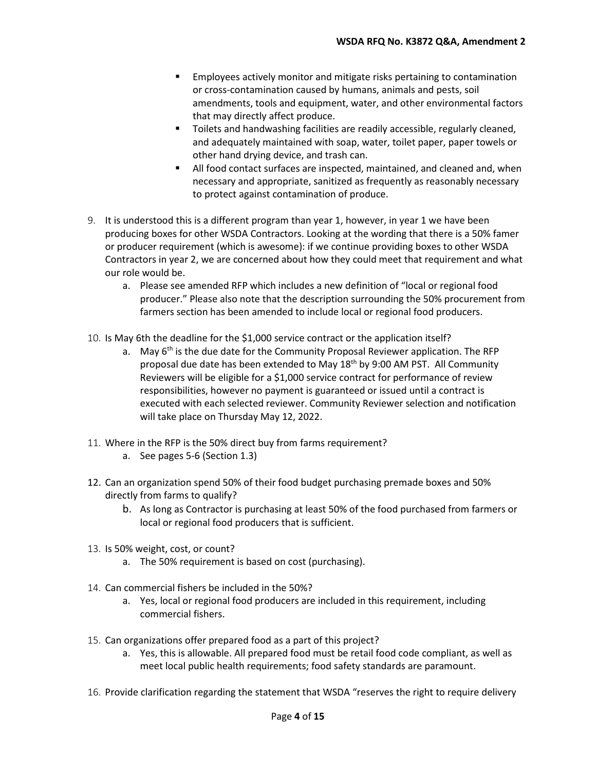- Employees actively monitor and mitigate risks pertaining to contamination or cross-contamination caused by humans, animals and pests, soil amendments, tools and equipment, water, and other environmental factors that may directly affect produce.
- Toilets and handwashing facilities are readily accessible, regularly cleaned, and adequately maintained with soap, water, toilet paper, paper towels or other hand drying device, and trash can.
- All food contact surfaces are inspected, maintained, and cleaned and, when necessary and appropriate, sanitized as frequently as reasonably necessary to protect against contamination of produce.

9. It is understood this is a different program than year 1, however, in year 1 we have been producing boxes for other WSDA Contractors. Looking at the wording that there is a 50% famer or producer requirement (which is awesome): if we continue providing boxes to other WSDA Contractors in year 2, we are concerned about how they could meet that requirement and what our role would be.
   a. Please see amended RFP which includes a new definition of "local or regional food producer." Please also note that the description surrounding the 50% procurement from farmers section has been amended to include local or regional food producers.

10. Is May 6th the deadline for the $1,000 service contract or the application itself?
    a. May 6th is the due date for the Community Proposal Reviewer application. The RFP proposal due date has been extended to May 18th by 9:00 AM PST. All Community Reviewers will be eligible for a $1,000 service contract for performance of review responsibilities, however no payment is guaranteed or issued until a contract is executed with each selected reviewer. Community Reviewer selection and notification will take place on Thursday May 12, 2022.

11. Where in the RFP is the 50% direct buy from farms requirement?
    a. See pages 5-6 (Section 1.3)

12. Can an organization spend 50% of their food budget purchasing premade boxes and 50% directly from farms to qualify?
    b. As long as Contractor is purchasing at least 50% of the food purchased from farmers or local or regional food producers that is sufficient.

13. Is 50% weight, cost, or count?
    a. The 50% requirement is based on cost (purchasing).

14. Can commercial fishers be included in the 50%?
    a. Yes, local or regional food producers are included in this requirement, including commercial fishers.

15. Can organizations offer prepared food as a part of this project?
    a. Yes, this is allowable. All prepared food must be retail food code compliant, as well as meet local public health requirements; food safety standards are paramount.

16. Provide clarification regarding the statement that WSDA "reserves the right to require delivery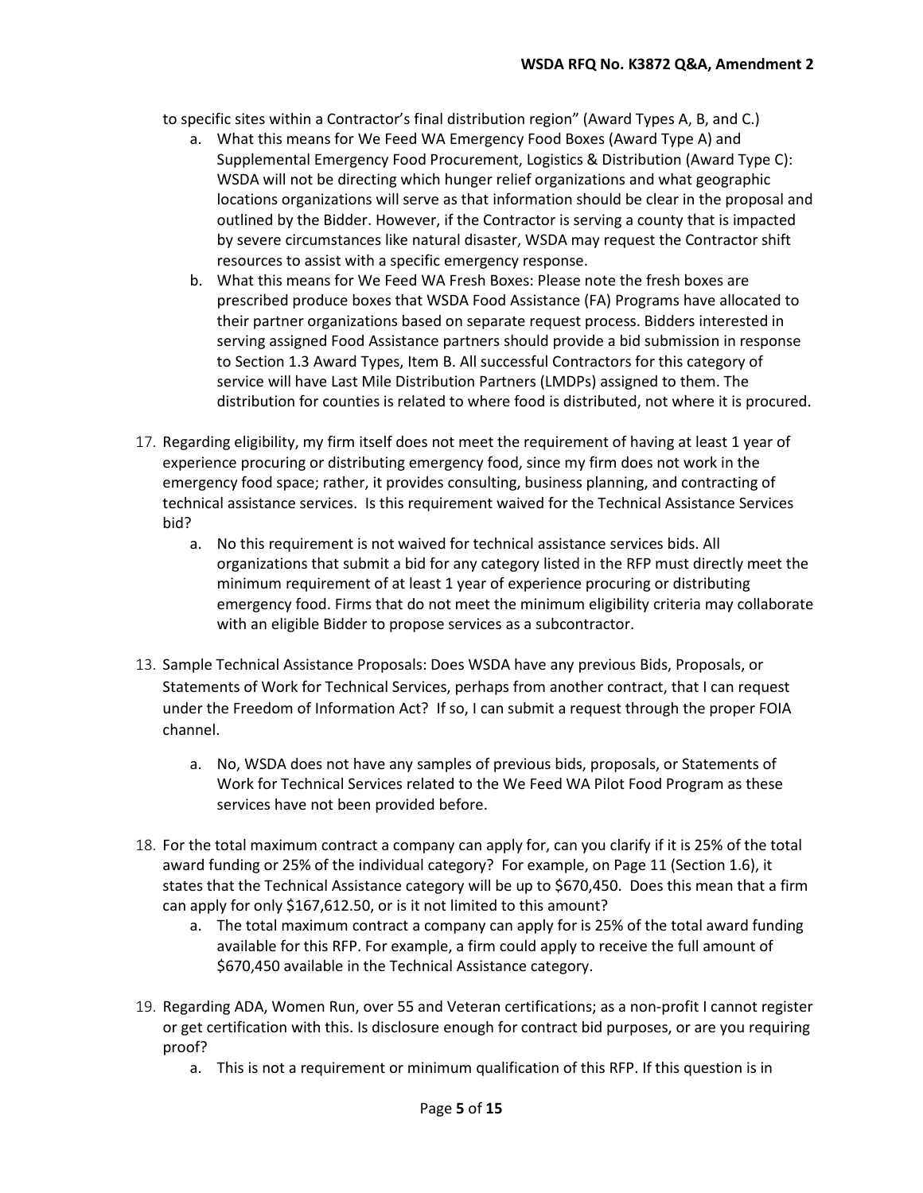to specific sites within a Contractor's final distribution region" (Award Types A, B, and C.)

   a. What this means for We Feed WA Emergency Food Boxes (Award Type A) and Supplemental Emergency Food Procurement, Logistics & Distribution (Award Type C): WSDA will not be directing which hunger relief organizations and what geographic locations organizations will serve as that information should be clear in the proposal and outlined by the Bidder. However, if the Contractor is serving a county that is impacted by severe circumstances like natural disaster, WSDA may request the Contractor shift resources to assist with a specific emergency response.
   b. What this means for We Feed WA Fresh Boxes: Please note the fresh boxes are prescribed produce boxes that WSDA Food Assistance (FA) Programs have allocated to their partner organizations based on separate request process. Bidders interested in serving assigned Food Assistance partners should provide a bid submission in response to Section 1.3 Award Types, Item B. All successful Contractors for this category of service will have Last Mile Distribution Partners (LMDPs) assigned to them. The distribution for counties is related to where food is distributed, not where it is procured.

17. Regarding eligibility, my firm itself does not meet the requirement of having at least 1 year of experience procuring or distributing emergency food, since my firm does not work in the emergency food space; rather, it provides consulting, business planning, and contracting of technical assistance services. Is this requirement waived for the Technical Assistance Services bid?
    a. No this requirement is not waived for technical assistance services bids. All organizations that submit a bid for any category listed in the RFP must directly meet the minimum requirement of at least 1 year of experience procuring or distributing emergency food. Firms that do not meet the minimum eligibility criteria may collaborate with an eligible Bidder to propose services as a subcontractor.

13. Sample Technical Assistance Proposals: Does WSDA have any previous Bids, Proposals, or Statements of Work for Technical Services, perhaps from another contract, that I can request under the Freedom of Information Act? If so, I can submit a request through the proper FOIA channel.
    a. No, WSDA does not have any samples of previous bids, proposals, or Statements of Work for Technical Services related to the We Feed WA Pilot Food Program as these services have not been provided before.

18. For the total maximum contract a company can apply for, can you clarify if it is 25% of the total award funding or 25% of the individual category? For example, on Page 11 (Section 1.6), it states that the Technical Assistance category will be up to $670,450. Does this mean that a firm can apply for only $167,612.50, or is it not limited to this amount?
    a. The total maximum contract a company can apply for is 25% of the total award funding available for this RFP. For example, a firm could apply to receive the full amount of $670,450 available in the Technical Assistance category.

19. Regarding ADA, Women Run, over 55 and Veteran certifications; as a non-profit I cannot register or get certification with this. Is disclosure enough for contract bid purposes, or are you requiring proof?
    a. This is not a requirement or minimum qualification of this RFP. If this question is in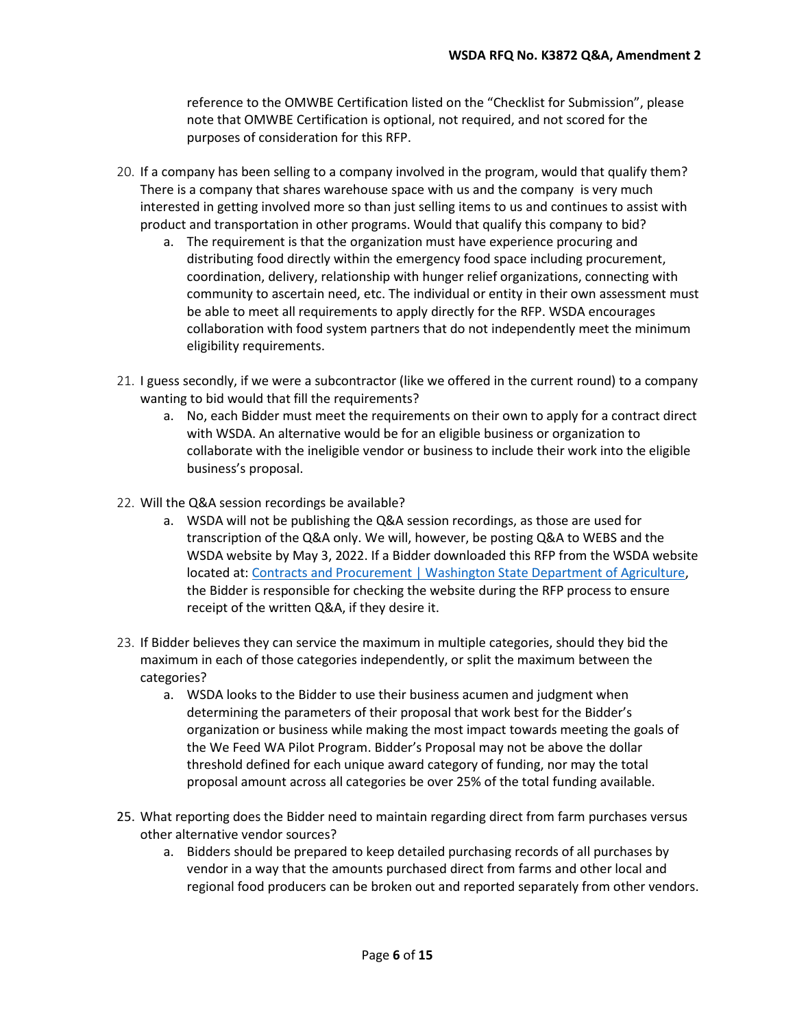reference to the OMWBE Certification listed on the "Checklist for Submission", please note that OMWBE Certification is optional, not required, and not scored for the purposes of consideration for this RFP.

20. If a company has been selling to a company involved in the program, would that qualify them? There is a company that shares warehouse space with us and the company is very much interested in getting involved more so than just selling items to us and continues to assist with product and transportation in other programs. Would that qualify this company to bid?
    a. The requirement is that the organization must have experience procuring and distributing food directly within the emergency food space including procurement, coordination, delivery, relationship with hunger relief organizations, connecting with community to ascertain need, etc. The individual or entity in their own assessment must be able to meet all requirements to apply directly for the RFP. WSDA encourages collaboration with food system partners that do not independently meet the minimum eligibility requirements.

21. I guess secondly, if we were a subcontractor (like we offered in the current round) to a company wanting to bid would that fill the requirements?
    a. No, each Bidder must meet the requirements on their own to apply for a contract direct with WSDA. An alternative would be for an eligible business or organization to collaborate with the ineligible vendor or business to include their work into the eligible business's proposal.

22. Will the Q&A session recordings be available?
    a. WSDA will not be publishing the Q&A session recordings, as those are used for transcription of the Q&A only. We will, however, be posting Q&A to WEBS and the WSDA website by May 3, 2022. If a Bidder downloaded this RFP from the WSDA website located at: [Contracts and Procurement | Washington State Department of Agriculture](), the Bidder is responsible for checking the website during the RFP process to ensure receipt of the written Q&A, if they desire it.

23. If Bidder believes they can service the maximum in multiple categories, should they bid the maximum in each of those categories independently, or split the maximum between the categories?
    a. WSDA looks to the Bidder to use their business acumen and judgment when determining the parameters of their proposal that work best for the Bidder's organization or business while making the most impact towards meeting the goals of the We Feed WA Pilot Program. Bidder's Proposal may not be above the dollar threshold defined for each unique award category of funding, nor may the total proposal amount across all categories be over 25% of the total funding available.

25. What reporting does the Bidder need to maintain regarding direct from farm purchases versus other alternative vendor sources?
    a. Bidders should be prepared to keep detailed purchasing records of all purchases by vendor in a way that the amounts purchased direct from farms and other local and regional food producers can be broken out and reported separately from other vendors.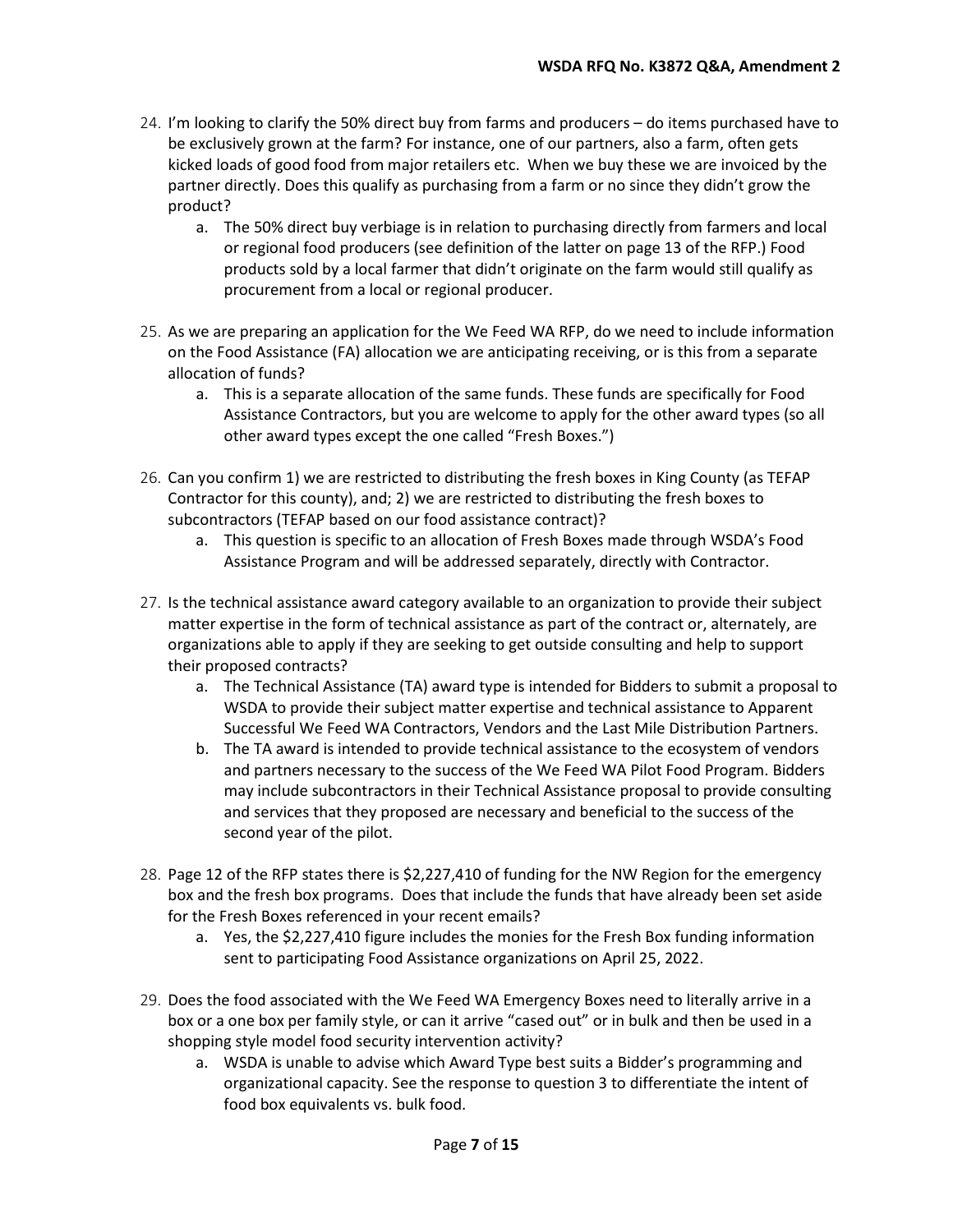24. I'm looking to clarify the 50% direct buy from farms and producers – do items purchased have to be exclusively grown at the farm? For instance, one of our partners, also a farm, often gets kicked loads of good food from major retailers etc. When we buy these we are invoiced by the partner directly. Does this qualify as purchasing from a farm or no since they didn't grow the product?
    a. The 50% direct buy verbiage is in relation to purchasing directly from farmers and local or regional food producers (see definition of the latter on page 13 of the RFP.) Food products sold by a local farmer that didn't originate on the farm would still qualify as procurement from a local or regional producer.

25. As we are preparing an application for the We Feed WA RFP, do we need to include information on the Food Assistance (FA) allocation we are anticipating receiving, or is this from a separate allocation of funds?
    a. This is a separate allocation of the same funds. These funds are specifically for Food Assistance Contractors, but you are welcome to apply for the other award types (so all other award types except the one called "Fresh Boxes.")

26. Can you confirm 1) we are restricted to distributing the fresh boxes in King County (as TEFAP Contractor for this county), and; 2) we are restricted to distributing the fresh boxes to subcontractors (TEFAP based on our food assistance contract)?
    a. This question is specific to an allocation of Fresh Boxes made through WSDA's Food Assistance Program and will be addressed separately, directly with Contractor.

27. Is the technical assistance award category available to an organization to provide their subject matter expertise in the form of technical assistance as part of the contract or, alternately, are organizations able to apply if they are seeking to get outside consulting and help to support their proposed contracts?
    a. The Technical Assistance (TA) award type is intended for Bidders to submit a proposal to WSDA to provide their subject matter expertise and technical assistance to Apparent Successful We Feed WA Contractors, Vendors and the Last Mile Distribution Partners.
    b. The TA award is intended to provide technical assistance to the ecosystem of vendors and partners necessary to the success of the We Feed WA Pilot Food Program. Bidders may include subcontractors in their Technical Assistance proposal to provide consulting and services that they proposed are necessary and beneficial to the success of the second year of the pilot.

28. Page 12 of the RFP states there is $2,227,410 of funding for the NW Region for the emergency box and the fresh box programs. Does that include the funds that have already been set aside for the Fresh Boxes referenced in your recent emails?
    a. Yes, the $2,227,410 figure includes the monies for the Fresh Box funding information sent to participating Food Assistance organizations on April 25, 2022.

29. Does the food associated with the We Feed WA Emergency Boxes need to literally arrive in a box or a one box per family style, or can it arrive "cased out" or in bulk and then be used in a shopping style model food security intervention activity?
    a. WSDA is unable to advise which Award Type best suits a Bidder's programming and organizational capacity. See the response to question 3 to differentiate the intent of food box equivalents vs. bulk food.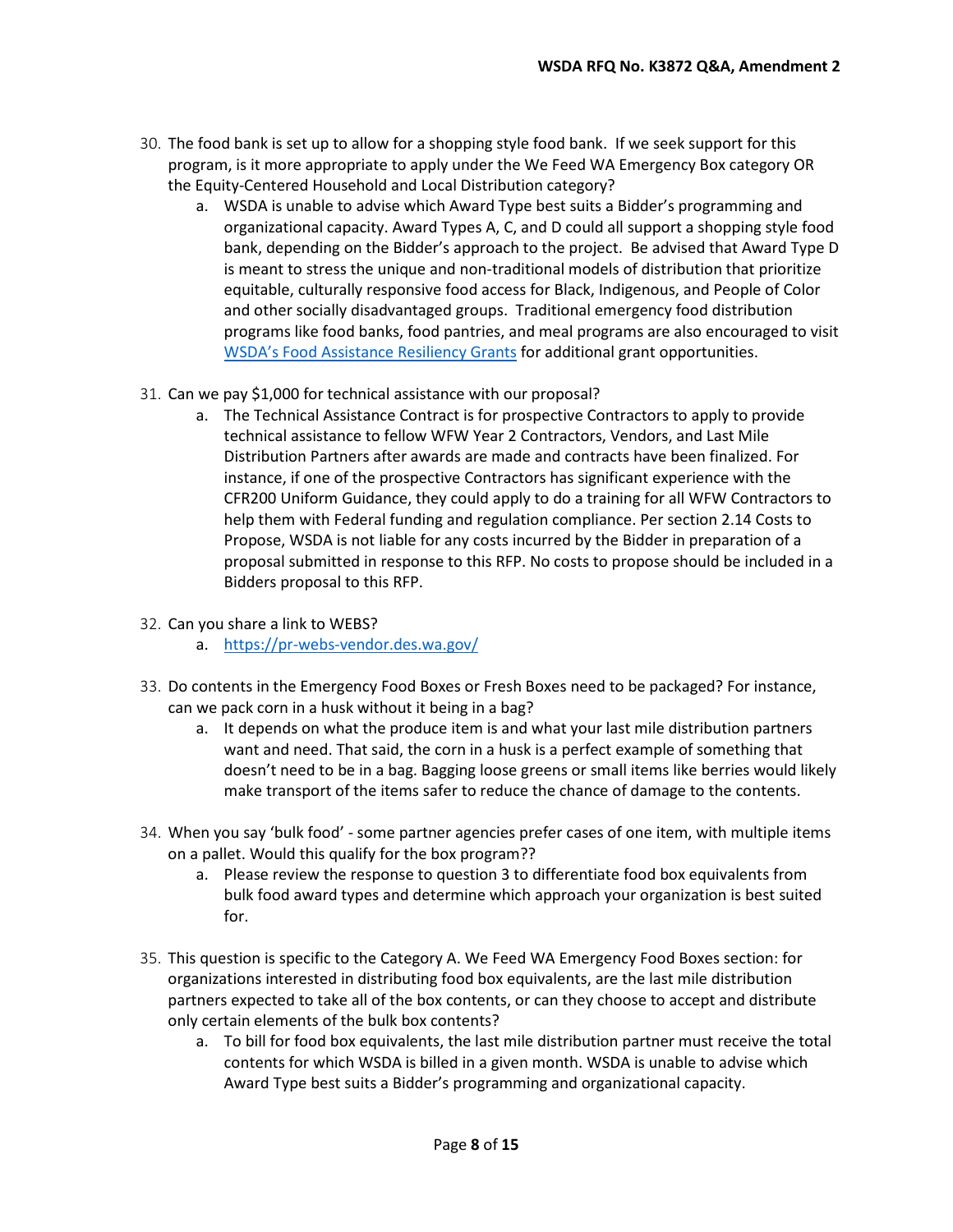30. The food bank is set up to allow for a shopping style food bank. If we seek support for this program, is it more appropriate to apply under the We Feed WA Emergency Box category OR the Equity-Centered Household and Local Distribution category?
    a. WSDA is unable to advise which Award Type best suits a Bidder's programming and organizational capacity. Award Types A, C, and D could all support a shopping style food bank, depending on the Bidder's approach to the project. Be advised that Award Type D is meant to stress the unique and non-traditional models of distribution that prioritize equitable, culturally responsive food access for Black, Indigenous, and People of Color and other socially disadvantaged groups. Traditional emergency food distribution programs like food banks, food pantries, and meal programs are also encouraged to visit [WSDA's Food Assistance Resiliency Grants]() for additional grant opportunities.

31. Can we pay $1,000 for technical assistance with our proposal?
    a. The Technical Assistance Contract is for prospective Contractors to apply to provide technical assistance to fellow WFW Year 2 Contractors, Vendors, and Last Mile Distribution Partners after awards are made and contracts have been finalized. For instance, if one of the prospective Contractors has significant experience with the CFR200 Uniform Guidance, they could apply to do a training for all WFW Contractors to help them with Federal funding and regulation compliance. Per section 2.14 Costs to Propose, WSDA is not liable for any costs incurred by the Bidder in preparation of a proposal submitted in response to this RFP. No costs to propose should be included in a Bidders proposal to this RFP.

32. Can you share a link to WEBS?
    a. [https://pr-webs-vendor.des.wa.gov/](https://pr-webs-vendor.des.wa.gov/)

33. Do contents in the Emergency Food Boxes or Fresh Boxes need to be packaged? For instance, can we pack corn in a husk without it being in a bag?
    a. It depends on what the produce item is and what your last mile distribution partners want and need. That said, the corn in a husk is a perfect example of something that doesn't need to be in a bag. Bagging loose greens or small items like berries would likely make transport of the items safer to reduce the chance of damage to the contents.

34. When you say 'bulk food' - some partner agencies prefer cases of one item, with multiple items on a pallet. Would this qualify for the box program??
    a. Please review the response to question 3 to differentiate food box equivalents from bulk food award types and determine which approach your organization is best suited for.

35. This question is specific to the Category A. We Feed WA Emergency Food Boxes section: for organizations interested in distributing food box equivalents, are the last mile distribution partners expected to take all of the box contents, or can they choose to accept and distribute only certain elements of the bulk box contents?
    a. To bill for food box equivalents, the last mile distribution partner must receive the total contents for which WSDA is billed in a given month. WSDA is unable to advise which Award Type best suits a Bidder's programming and organizational capacity.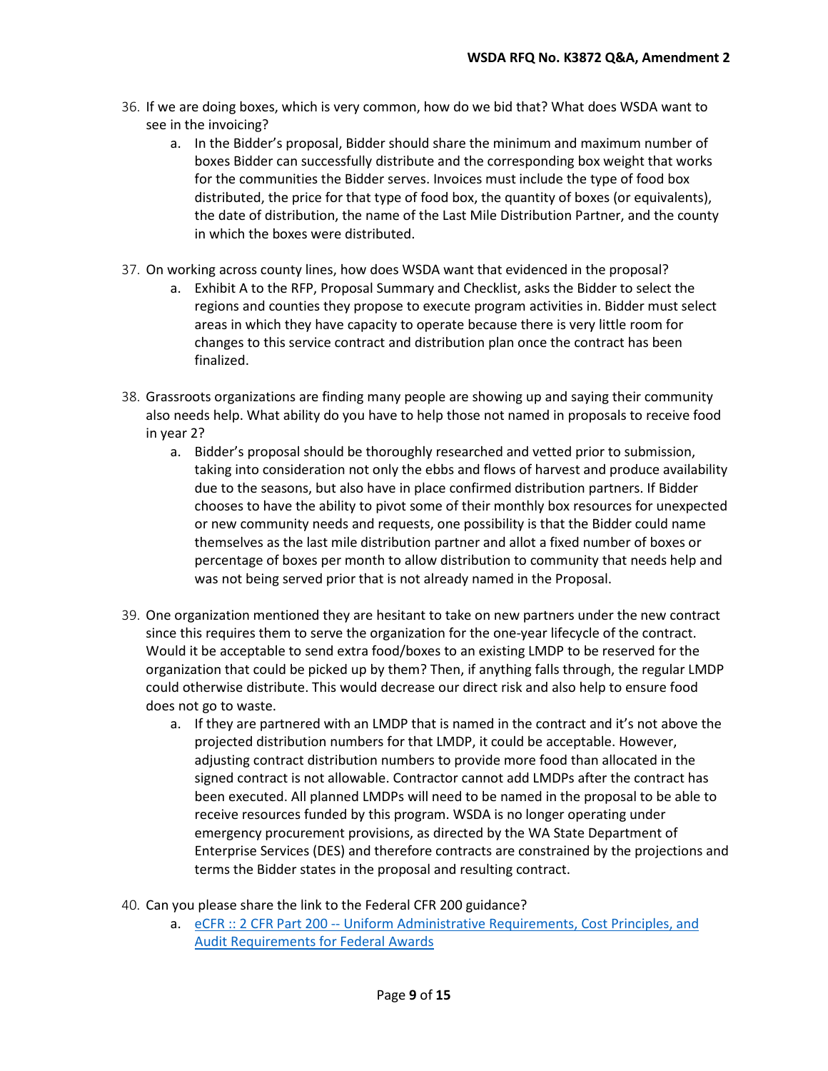36. If we are doing boxes, which is very common, how do we bid that? What does WSDA want to see in the invoicing?
    a. In the Bidder's proposal, Bidder should share the minimum and maximum number of boxes Bidder can successfully distribute and the corresponding box weight that works for the communities the Bidder serves. Invoices must include the type of food box distributed, the price for that type of food box, the quantity of boxes (or equivalents), the date of distribution, the name of the Last Mile Distribution Partner, and the county in which the boxes were distributed.

37. On working across county lines, how does WSDA want that evidenced in the proposal?
    a. Exhibit A to the RFP, Proposal Summary and Checklist, asks the Bidder to select the regions and counties they propose to execute program activities in. Bidder must select areas in which they have capacity to operate because there is very little room for changes to this service contract and distribution plan once the contract has been finalized.

38. Grassroots organizations are finding many people are showing up and saying their community also needs help. What ability do you have to help those not named in proposals to receive food in year 2?
    a. Bidder's proposal should be thoroughly researched and vetted prior to submission, taking into consideration not only the ebbs and flows of harvest and produce availability due to the seasons, but also have in place confirmed distribution partners. If Bidder chooses to have the ability to pivot some of their monthly box resources for unexpected or new community needs and requests, one possibility is that the Bidder could name themselves as the last mile distribution partner and allot a fixed number of boxes or percentage of boxes per month to allow distribution to community that needs help and was not being served prior that is not already named in the Proposal.

39. One organization mentioned they are hesitant to take on new partners under the new contract since this requires them to serve the organization for the one-year lifecycle of the contract. Would it be acceptable to send extra food/boxes to an existing LMDP to be reserved for the organization that could be picked up by them? Then, if anything falls through, the regular LMDP could otherwise distribute. This would decrease our direct risk and also help to ensure food does not go to waste.
    a. If they are partnered with an LMDP that is named in the contract and it's not above the projected distribution numbers for that LMDP, it could be acceptable. However, adjusting contract distribution numbers to provide more food than allocated in the signed contract is not allowable. Contractor cannot add LMDPs after the contract has been executed. All planned LMDPs will need to be named in the proposal to be able to receive resources funded by this program. WSDA is no longer operating under emergency procurement provisions, as directed by the WA State Department of Enterprise Services (DES) and therefore contracts are constrained by the projections and terms the Bidder states in the proposal and resulting contract.

40. Can you please share the link to the Federal CFR 200 guidance?
    a. eCFR :: 2 CFR Part 200 -- Uniform Administrative Requirements, Cost Principles, and Audit Requirements for Federal Awards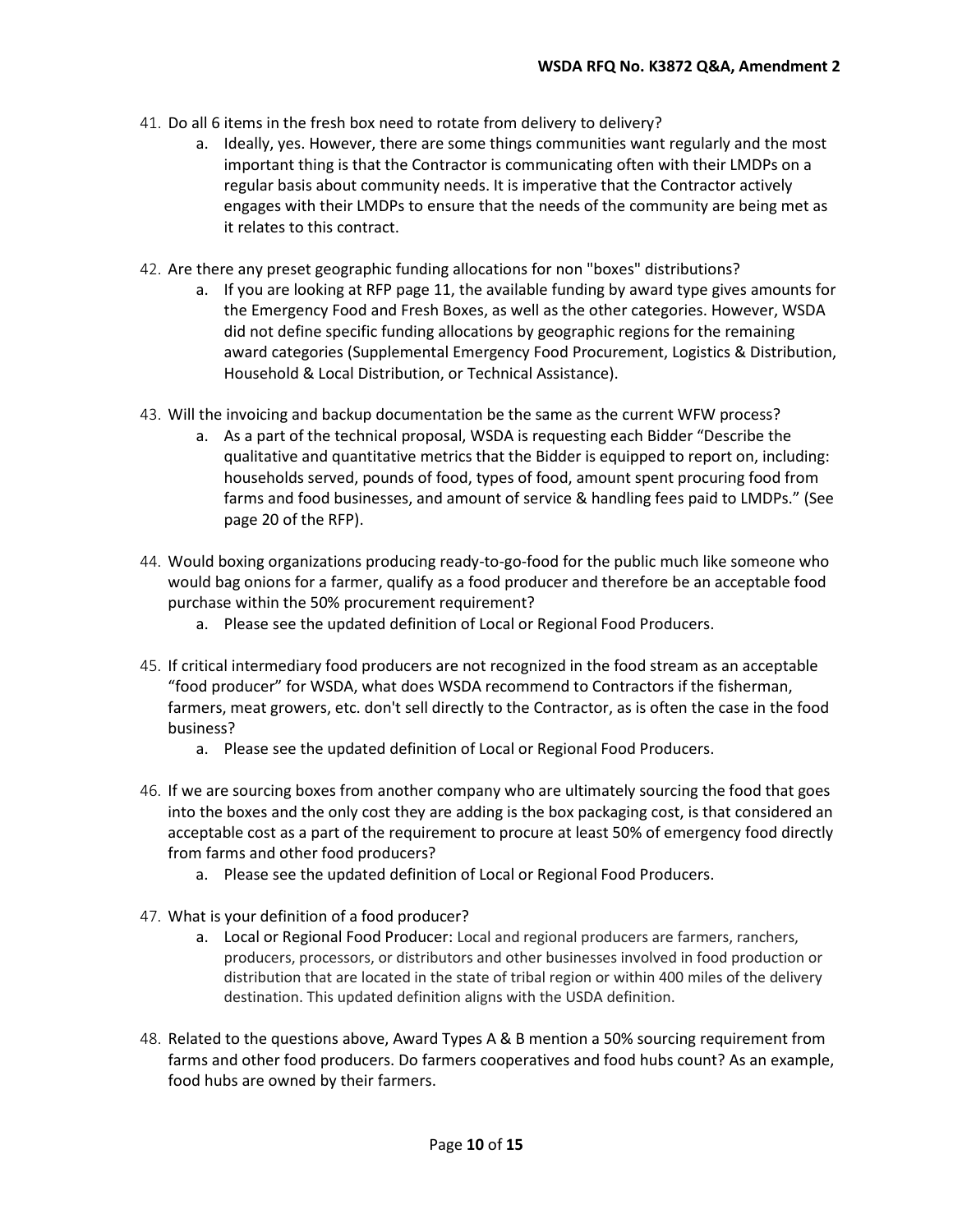41. Do all 6 items in the fresh box need to rotate from delivery to delivery?
    a. Ideally, yes. However, there are some things communities want regularly and the most important thing is that the Contractor is communicating often with their LMDPs on a regular basis about community needs. It is imperative that the Contractor actively engages with their LMDPs to ensure that the needs of the community are being met as it relates to this contract.

42. Are there any preset geographic funding allocations for non "boxes" distributions?
    a. If you are looking at RFP page 11, the available funding by award type gives amounts for the Emergency Food and Fresh Boxes, as well as the other categories. However, WSDA did not define specific funding allocations by geographic regions for the remaining award categories (Supplemental Emergency Food Procurement, Logistics & Distribution, Household & Local Distribution, or Technical Assistance).

43. Will the invoicing and backup documentation be the same as the current WFW process?
    a. As a part of the technical proposal, WSDA is requesting each Bidder "Describe the qualitative and quantitative metrics that the Bidder is equipped to report on, including: households served, pounds of food, types of food, amount spent procuring food from farms and food businesses, and amount of service & handling fees paid to LMDPs." (See page 20 of the RFP).

44. Would boxing organizations producing ready-to-go-food for the public much like someone who would bag onions for a farmer, qualify as a food producer and therefore be an acceptable food purchase within the 50% procurement requirement?
    a. Please see the updated definition of Local or Regional Food Producers.

45. If critical intermediary food producers are not recognized in the food stream as an acceptable "food producer" for WSDA, what does WSDA recommend to Contractors if the fisherman, farmers, meat growers, etc. don't sell directly to the Contractor, as is often the case in the food business?
    a. Please see the updated definition of Local or Regional Food Producers.

46. If we are sourcing boxes from another company who are ultimately sourcing the food that goes into the boxes and the only cost they are adding is the box packaging cost, is that considered an acceptable cost as a part of the requirement to procure at least 50% of emergency food directly from farms and other food producers?
    a. Please see the updated definition of Local or Regional Food Producers.

47. What is your definition of a food producer?
    a. Local or Regional Food Producer: Local and regional producers are farmers, ranchers, producers, processors, or distributors and other businesses involved in food production or distribution that are located in the state of tribal region or within 400 miles of the delivery destination. This updated definition aligns with the USDA definition.

48. Related to the questions above, Award Types A & B mention a 50% sourcing requirement from farms and other food producers. Do farmers cooperatives and food hubs count? As an example, food hubs are owned by their farmers.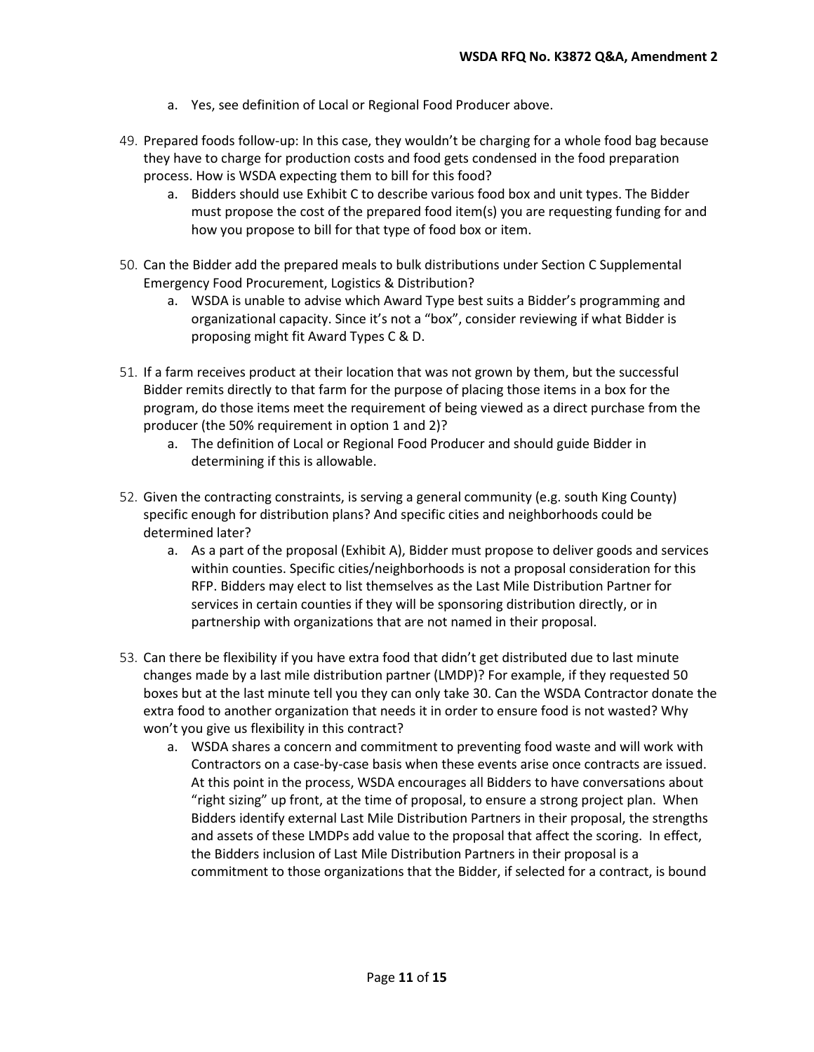a. Yes, see definition of Local or Regional Food Producer above.

49. Prepared foods follow-up: In this case, they wouldn't be charging for a whole food bag because they have to charge for production costs and food gets condensed in the food preparation process. How is WSDA expecting them to bill for this food?
    a. Bidders should use Exhibit C to describe various food box and unit types. The Bidder must propose the cost of the prepared food item(s) you are requesting funding for and how you propose to bill for that type of food box or item.

50. Can the Bidder add the prepared meals to bulk distributions under Section C Supplemental Emergency Food Procurement, Logistics & Distribution?
    a. WSDA is unable to advise which Award Type best suits a Bidder's programming and organizational capacity. Since it's not a "box", consider reviewing if what Bidder is proposing might fit Award Types C & D.

51. If a farm receives product at their location that was not grown by them, but the successful Bidder remits directly to that farm for the purpose of placing those items in a box for the program, do those items meet the requirement of being viewed as a direct purchase from the producer (the 50% requirement in option 1 and 2)?
    a. The definition of Local or Regional Food Producer and should guide Bidder in determining if this is allowable.

52. Given the contracting constraints, is serving a general community (e.g. south King County) specific enough for distribution plans? And specific cities and neighborhoods could be determined later?
    a. As a part of the proposal (Exhibit A), Bidder must propose to deliver goods and services within counties. Specific cities/neighborhoods is not a proposal consideration for this RFP. Bidders may elect to list themselves as the Last Mile Distribution Partner for services in certain counties if they will be sponsoring distribution directly, or in partnership with organizations that are not named in their proposal.

53. Can there be flexibility if you have extra food that didn't get distributed due to last minute changes made by a last mile distribution partner (LMDP)? For example, if they requested 50 boxes but at the last minute tell you they can only take 30. Can the WSDA Contractor donate the extra food to another organization that needs it in order to ensure food is not wasted? Why won't you give us flexibility in this contract?
    a. WSDA shares a concern and commitment to preventing food waste and will work with Contractors on a case-by-case basis when these events arise once contracts are issued. At this point in the process, WSDA encourages all Bidders to have conversations about "right sizing" up front, at the time of proposal, to ensure a strong project plan. When Bidders identify external Last Mile Distribution Partners in their proposal, the strengths and assets of these LMDPs add value to the proposal that affect the scoring. In effect, the Bidders inclusion of Last Mile Distribution Partners in their proposal is a commitment to those organizations that the Bidder, if selected for a contract, is bound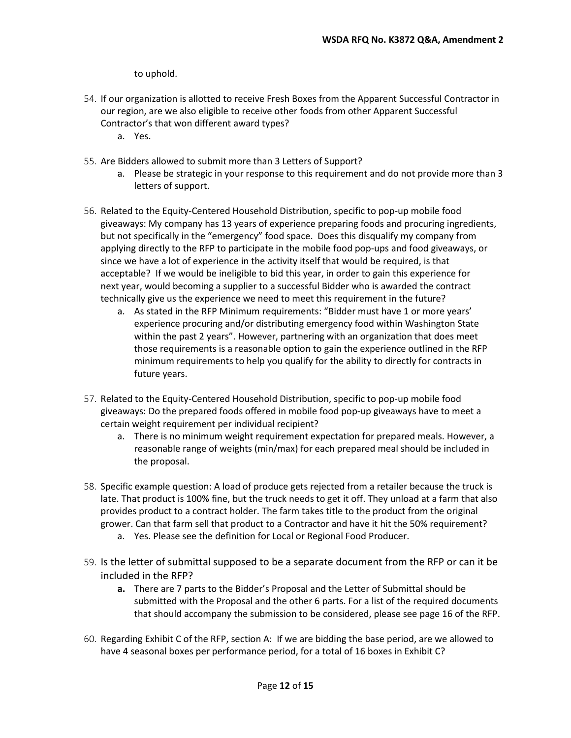to uphold.

54. If our organization is allotted to receive Fresh Boxes from the Apparent Successful Contractor in our region, are we also eligible to receive other foods from other Apparent Successful Contractor's that won different award types?
    a. Yes.

55. Are Bidders allowed to submit more than 3 Letters of Support?
    a. Please be strategic in your response to this requirement and do not provide more than 3 letters of support.

56. Related to the Equity-Centered Household Distribution, specific to pop-up mobile food giveaways: My company has 13 years of experience preparing foods and procuring ingredients, but not specifically in the "emergency" food space. Does this disqualify my company from applying directly to the RFP to participate in the mobile food pop-ups and food giveaways, or since we have a lot of experience in the activity itself that would be required, is that acceptable? If we would be ineligible to bid this year, in order to gain this experience for next year, would becoming a supplier to a successful Bidder who is awarded the contract technically give us the experience we need to meet this requirement in the future?
    a. As stated in the RFP Minimum requirements: "Bidder must have 1 or more years' experience procuring and/or distributing emergency food within Washington State within the past 2 years". However, partnering with an organization that does meet those requirements is a reasonable option to gain the experience outlined in the RFP minimum requirements to help you qualify for the ability to directly for contracts in future years.

57. Related to the Equity-Centered Household Distribution, specific to pop-up mobile food giveaways: Do the prepared foods offered in mobile food pop-up giveaways have to meet a certain weight requirement per individual recipient?
    a. There is no minimum weight requirement expectation for prepared meals. However, a reasonable range of weights (min/max) for each prepared meal should be included in the proposal.

58. Specific example question: A load of produce gets rejected from a retailer because the truck is late. That product is 100% fine, but the truck needs to get it off. They unload at a farm that also provides product to a contract holder. The farm takes title to the product from the original grower. Can that farm sell that product to a Contractor and have it hit the 50% requirement?
    a. Yes. Please see the definition for Local or Regional Food Producer.

59. Is the letter of submittal supposed to be a separate document from the RFP or can it be included in the RFP?
    **a.** There are 7 parts to the Bidder's Proposal and the Letter of Submittal should be submitted with the Proposal and the other 6 parts. For a list of the required documents that should accompany the submission to be considered, please see page 16 of the RFP.

60. Regarding Exhibit C of the RFP, section A: If we are bidding the base period, are we allowed to have 4 seasonal boxes per performance period, for a total of 16 boxes in Exhibit C?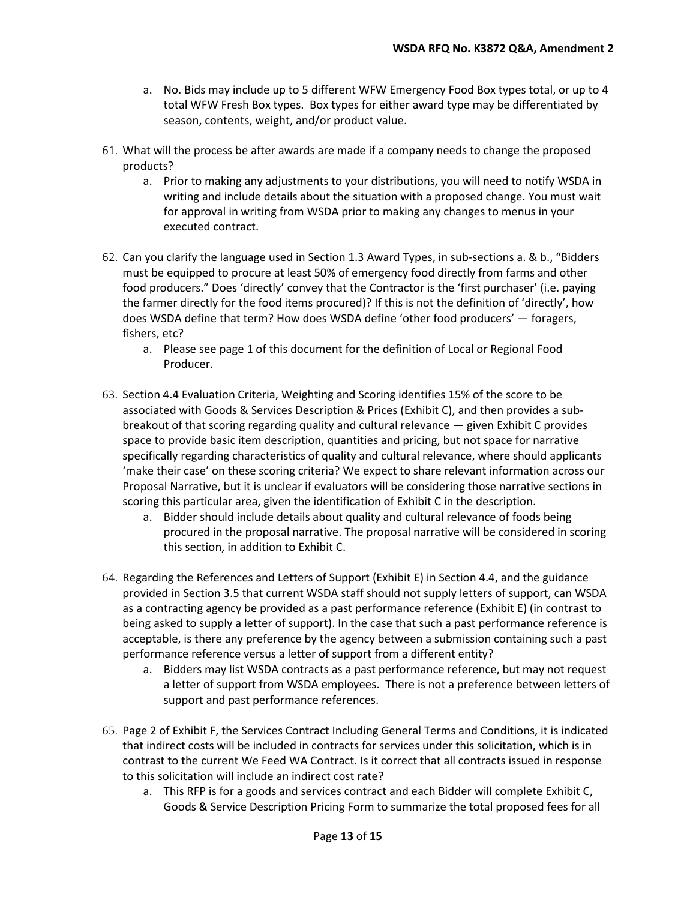a. No. Bids may include up to 5 different WFW Emergency Food Box types total, or up to 4 total WFW Fresh Box types. Box types for either award type may be differentiated by season, contents, weight, and/or product value.

61. What will the process be after awards are made if a company needs to change the proposed products?
    a. Prior to making any adjustments to your distributions, you will need to notify WSDA in writing and include details about the situation with a proposed change. You must wait for approval in writing from WSDA prior to making any changes to menus in your executed contract.

62. Can you clarify the language used in Section 1.3 Award Types, in sub-sections a. & b., "Bidders must be equipped to procure at least 50% of emergency food directly from farms and other food producers." Does 'directly' convey that the Contractor is the 'first purchaser' (i.e. paying the farmer directly for the food items procured)? If this is not the definition of 'directly', how does WSDA define that term? How does WSDA define 'other food producers' — foragers, fishers, etc?
    a. Please see page 1 of this document for the definition of Local or Regional Food Producer.

63. Section 4.4 Evaluation Criteria, Weighting and Scoring identifies 15% of the score to be associated with Goods & Services Description & Prices (Exhibit C), and then provides a sub-breakout of that scoring regarding quality and cultural relevance — given Exhibit C provides space to provide basic item description, quantities and pricing, but not space for narrative specifically regarding characteristics of quality and cultural relevance, where should applicants 'make their case' on these scoring criteria? We expect to share relevant information across our Proposal Narrative, but it is unclear if evaluators will be considering those narrative sections in scoring this particular area, given the identification of Exhibit C in the description.
    a. Bidder should include details about quality and cultural relevance of foods being procured in the proposal narrative. The proposal narrative will be considered in scoring this section, in addition to Exhibit C.

64. Regarding the References and Letters of Support (Exhibit E) in Section 4.4, and the guidance provided in Section 3.5 that current WSDA staff should not supply letters of support, can WSDA as a contracting agency be provided as a past performance reference (Exhibit E) (in contrast to being asked to supply a letter of support). In the case that such a past performance reference is acceptable, is there any preference by the agency between a submission containing such a past performance reference versus a letter of support from a different entity?
    a. Bidders may list WSDA contracts as a past performance reference, but may not request a letter of support from WSDA employees. There is not a preference between letters of support and past performance references.

65. Page 2 of Exhibit F, the Services Contract Including General Terms and Conditions, it is indicated that indirect costs will be included in contracts for services under this solicitation, which is in contrast to the current We Feed WA Contract. Is it correct that all contracts issued in response to this solicitation will include an indirect cost rate?
    a. This RFP is for a goods and services contract and each Bidder will complete Exhibit C, Goods & Service Description Pricing Form to summarize the total proposed fees for all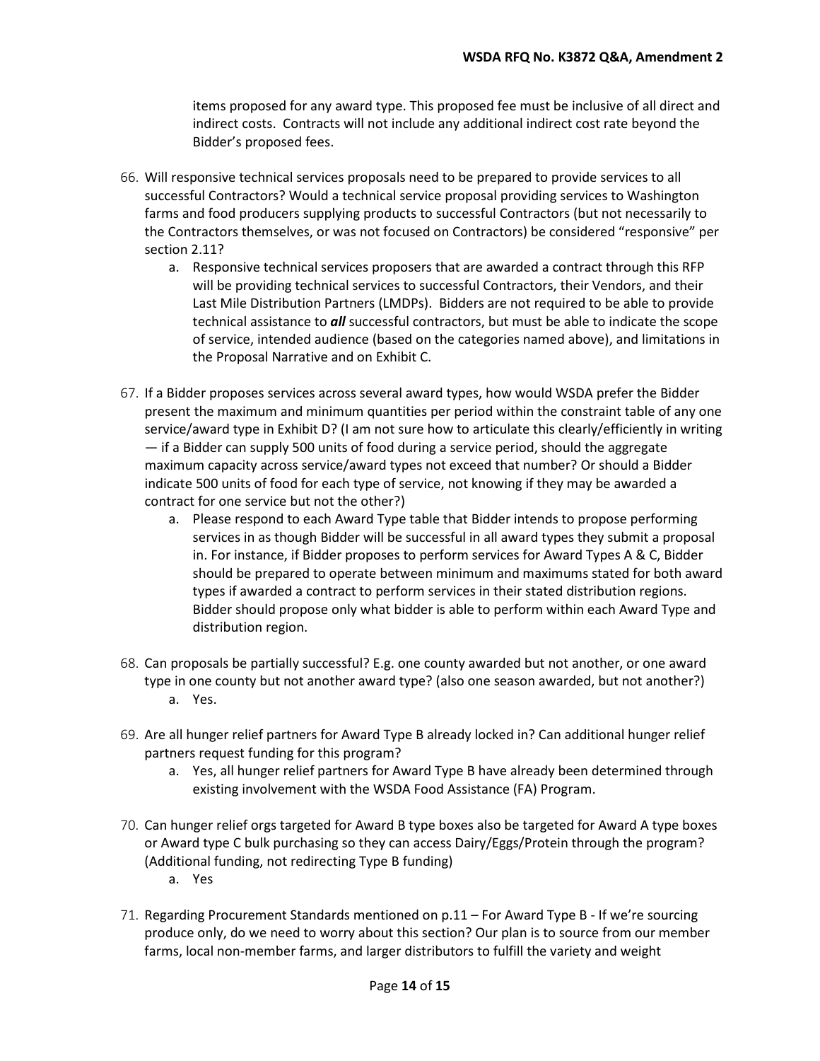items proposed for any award type. This proposed fee must be inclusive of all direct and indirect costs. Contracts will not include any additional indirect cost rate beyond the Bidder's proposed fees.

66. Will responsive technical services proposals need to be prepared to provide services to all successful Contractors? Would a technical service proposal providing services to Washington farms and food producers supplying products to successful Contractors (but not necessarily to the Contractors themselves, or was not focused on Contractors) be considered "responsive" per section 2.11?
    a. Responsive technical services proposers that are awarded a contract through this RFP will be providing technical services to successful Contractors, their Vendors, and their Last Mile Distribution Partners (LMDPs). Bidders are not required to be able to provide technical assistance to ***all*** successful contractors, but must be able to indicate the scope of service, intended audience (based on the categories named above), and limitations in the Proposal Narrative and on Exhibit C.

67. If a Bidder proposes services across several award types, how would WSDA prefer the Bidder present the maximum and minimum quantities per period within the constraint table of any one service/award type in Exhibit D? (I am not sure how to articulate this clearly/efficiently in writing — if a Bidder can supply 500 units of food during a service period, should the aggregate maximum capacity across service/award types not exceed that number? Or should a Bidder indicate 500 units of food for each type of service, not knowing if they may be awarded a contract for one service but not the other?)
    a. Please respond to each Award Type table that Bidder intends to propose performing services in as though Bidder will be successful in all award types they submit a proposal in. For instance, if Bidder proposes to perform services for Award Types A & C, Bidder should be prepared to operate between minimum and maximums stated for both award types if awarded a contract to perform services in their stated distribution regions. Bidder should propose only what bidder is able to perform within each Award Type and distribution region.

68. Can proposals be partially successful? E.g. one county awarded but not another, or one award type in one county but not another award type? (also one season awarded, but not another?)
    a. Yes.

69. Are all hunger relief partners for Award Type B already locked in? Can additional hunger relief partners request funding for this program?
    a. Yes, all hunger relief partners for Award Type B have already been determined through existing involvement with the WSDA Food Assistance (FA) Program.

70. Can hunger relief orgs targeted for Award B type boxes also be targeted for Award A type boxes or Award type C bulk purchasing so they can access Dairy/Eggs/Protein through the program? (Additional funding, not redirecting Type B funding)
    a. Yes

71. Regarding Procurement Standards mentioned on p.11 – For Award Type B - If we're sourcing produce only, do we need to worry about this section? Our plan is to source from our member farms, local non-member farms, and larger distributors to fulfill the variety and weight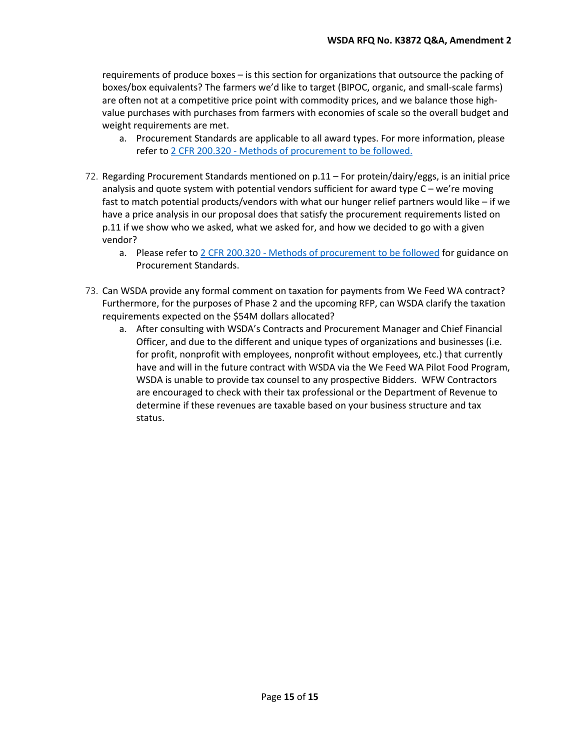requirements of produce boxes – is this section for organizations that outsource the packing of boxes/box equivalents? The farmers we'd like to target (BIPOC, organic, and small-scale farms) are often not at a competitive price point with commodity prices, and we balance those high-value purchases with purchases from farmers with economies of scale so the overall budget and weight requirements are met.

   a. Procurement Standards are applicable to all award types. For more information, please refer to [2 CFR 200.320 - Methods of procurement to be followed.]()

72. Regarding Procurement Standards mentioned on p.11 – For protein/dairy/eggs, is an initial price analysis and quote system with potential vendors sufficient for award type C – we're moving fast to match potential products/vendors with what our hunger relief partners would like – if we have a price analysis in our proposal does that satisfy the procurement requirements listed on p.11 if we show who we asked, what we asked for, and how we decided to go with a given vendor?
   a. Please refer to [2 CFR 200.320 - Methods of procurement to be followed]() for guidance on Procurement Standards.

73. Can WSDA provide any formal comment on taxation for payments from We Feed WA contract? Furthermore, for the purposes of Phase 2 and the upcoming RFP, can WSDA clarify the taxation requirements expected on the $54M dollars allocated?
   a. After consulting with WSDA's Contracts and Procurement Manager and Chief Financial Officer, and due to the different and unique types of organizations and businesses (i.e. for profit, nonprofit with employees, nonprofit without employees, etc.) that currently have and will in the future contract with WSDA via the We Feed WA Pilot Food Program, WSDA is unable to provide tax counsel to any prospective Bidders. WFW Contractors are encouraged to check with their tax professional or the Department of Revenue to determine if these revenues are taxable based on your business structure and tax status.